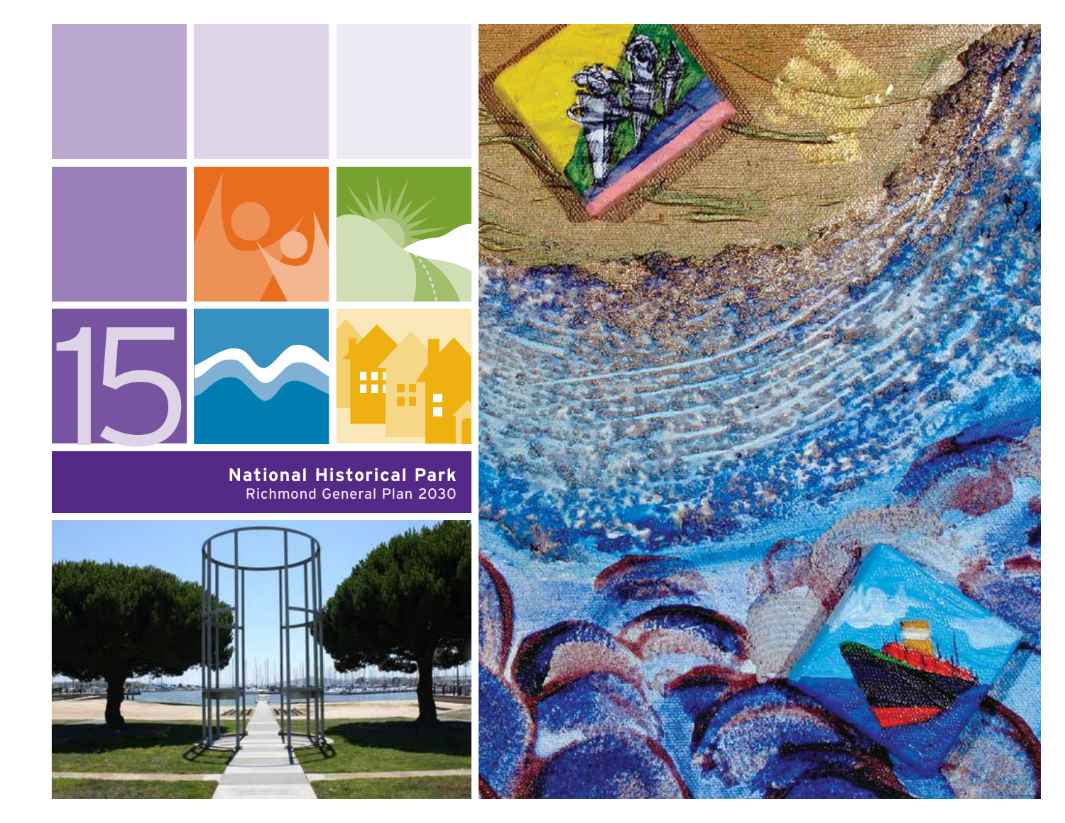15

# National Historical Park

Richmond General Plan 2030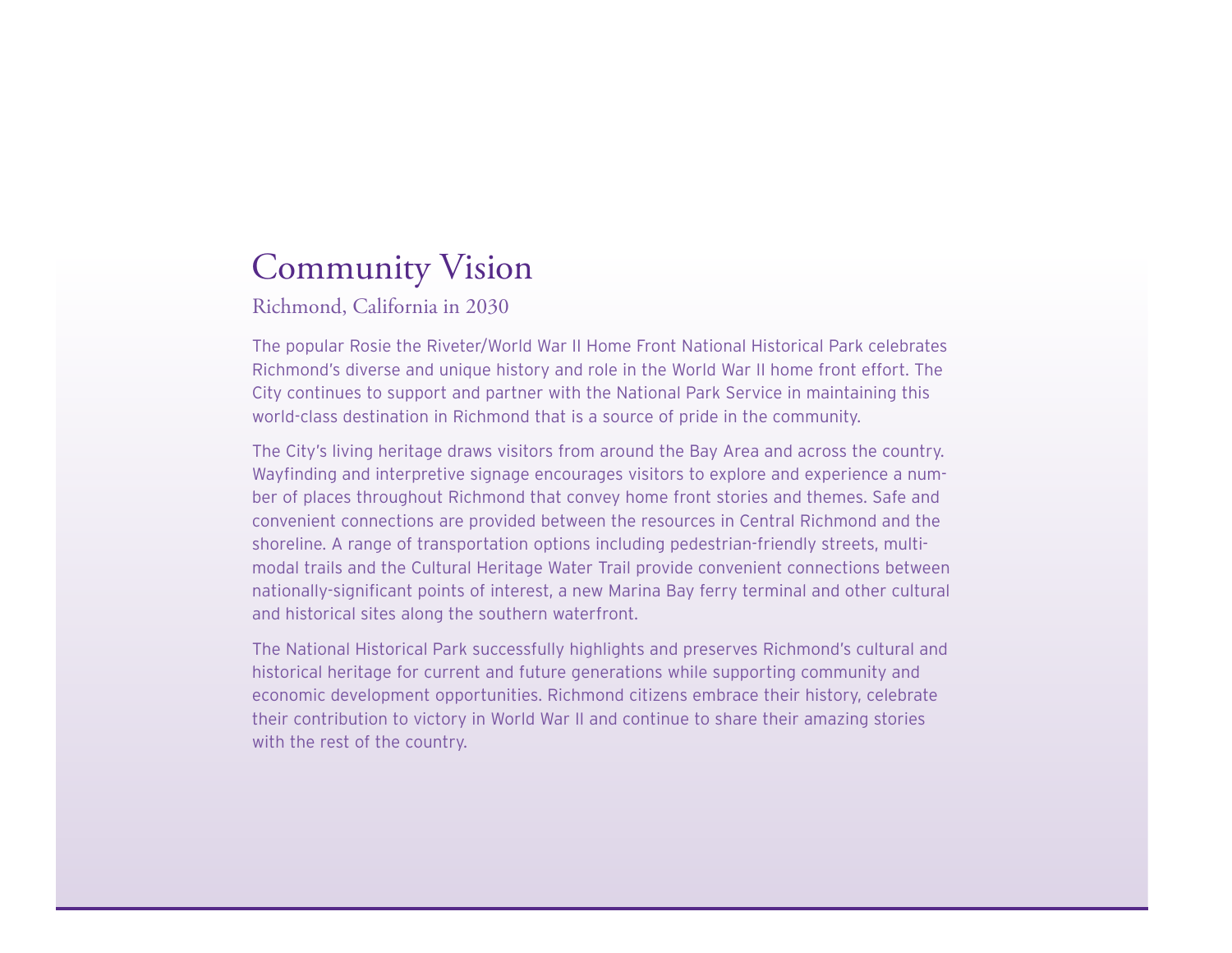# Community Vision

## Richmond, California in 2030

The popular Rosie the Riveter/World War II Home Front National Historical Park celebrates Richmond's diverse and unique history and role in the World War II home front effort. The City continues to support and partner with the National Park Service in maintaining this world-class destination in Richmond that is a source of pride in the community.

The City's living heritage draws visitors from around the Bay Area and across the country. Wayfinding and interpretive signage encourages visitors to explore and experience a number of places throughout Richmond that convey home front stories and themes. Safe and convenient connections are provided between the resources in Central Richmond and the shoreline. A range of transportation options including pedestrian-friendly streets, multimodal trails and the Cultural Heritage Water Trail provide convenient connections between nationally-significant points of interest, a new Marina Bay ferry terminal and other cultural and historical sites along the southern waterfront.

The National Historical Park successfully highlights and preserves Richmond's cultural and historical heritage for current and future generations while supporting community and economic development opportunities. Richmond citizens embrace their history, celebrate their contribution to victory in World War II and continue to share their amazing stories with the rest of the country.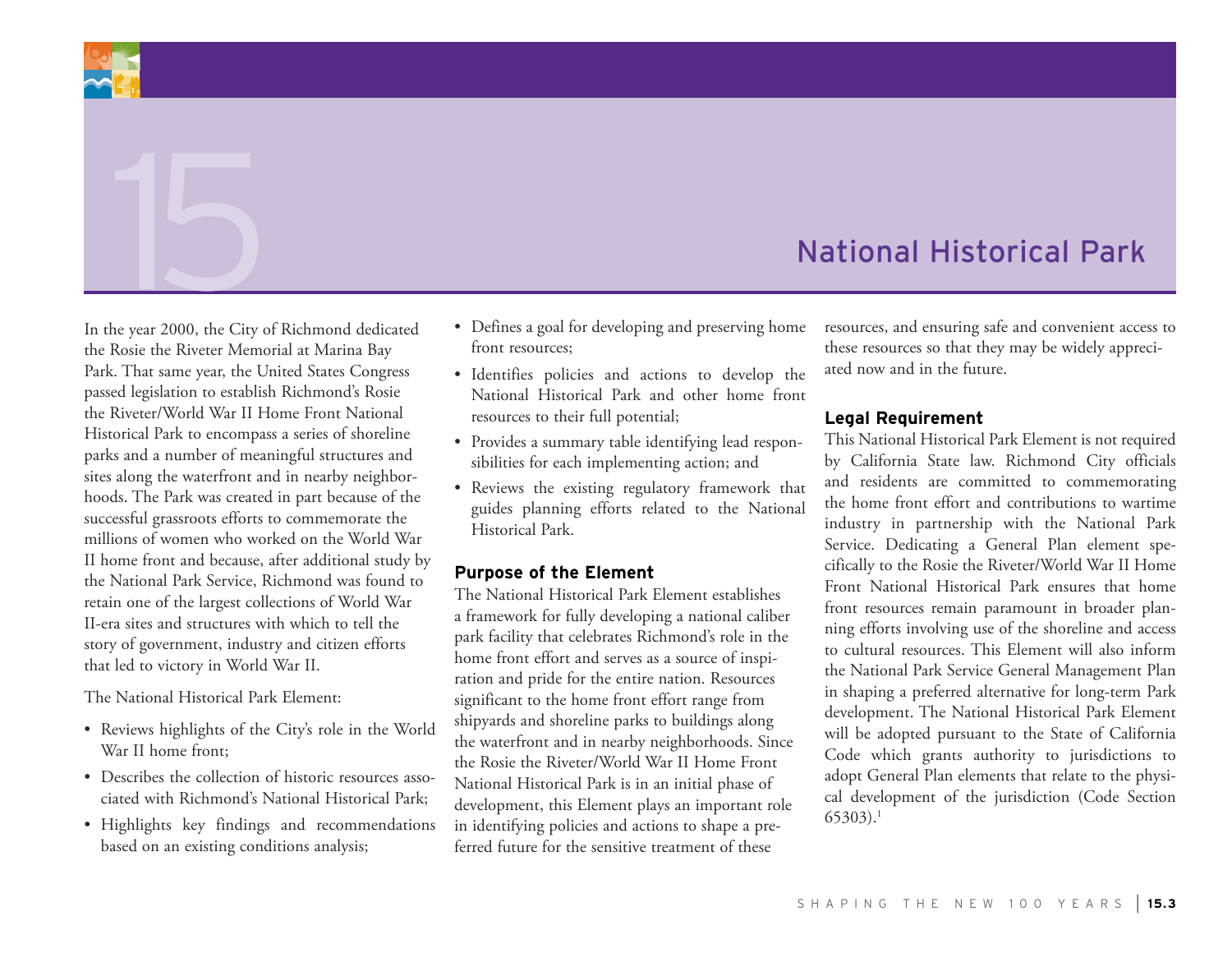# 15 National Historical Park

In the year 2000, the City of Richmond dedicated the Rosie the Riveter Memorial at Marina Bay Park. That same year, the United States Congress passed legislation to establish Richmond's Rosie the Riveter/World War II Home Front National Historical Park to encompass a series of shoreline parks and a number of meaningful structures and sites along the waterfront and in nearby neighborhoods. The Park was created in part because of the successful grassroots efforts to commemorate the millions of women who worked on the World War II home front and because, after additional study by the National Park Service, Richmond was found to retain one of the largest collections of World War II-era sites and structures with which to tell the story of government, industry and citizen efforts that led to victory in World War II.

The National Historical Park Element:

- Reviews highlights of the City's role in the World War II home front;
- Describes the collection of historic resources associated with Richmond's National Historical Park;
- Highlights key findings and recommendations based on an existing conditions analysis;
- Defines a goal for developing and preserving home front resources;
- Identifies policies and actions to develop the National Historical Park and other home front resources to their full potential;
- Provides a summary table identifying lead responsibilities for each implementing action; and
- Reviews the existing regulatory framework that guides planning efforts related to the National Historical Park.

### Purpose of the Element

The National Historical Park Element establishes a framework for fully developing a national caliber park facility that celebrates Richmond's role in the home front effort and serves as a source of inspiration and pride for the entire nation. Resources significant to the home front effort range from shipyards and shoreline parks to buildings along the waterfront and in nearby neighborhoods. Since the Rosie the Riveter/World War II Home Front National Historical Park is in an initial phase of development, this Element plays an important role in identifying policies and actions to shape a preferred future for the sensitive treatment of these resources, and ensuring safe and convenient access to these resources so that they may be widely appreciated now and in the future.

### Legal Requirement

This National Historical Park Element is not required by California State law. Richmond City officials and residents are committed to commemorating the home front effort and contributions to wartime industry in partnership with the National Park Service. Dedicating a General Plan element specifically to the Rosie the Riveter/World War II Home Front National Historical Park ensures that home front resources remain paramount in broader planning efforts involving use of the shoreline and access to cultural resources. This Element will also inform the National Park Service General Management Plan in shaping a preferred alternative for long-term Park development. The National Historical Park Element will be adopted pursuant to the State of California Code which grants authority to jurisdictions to adopt General Plan elements that relate to the physical development of the jurisdiction (Code Section 65303).[1]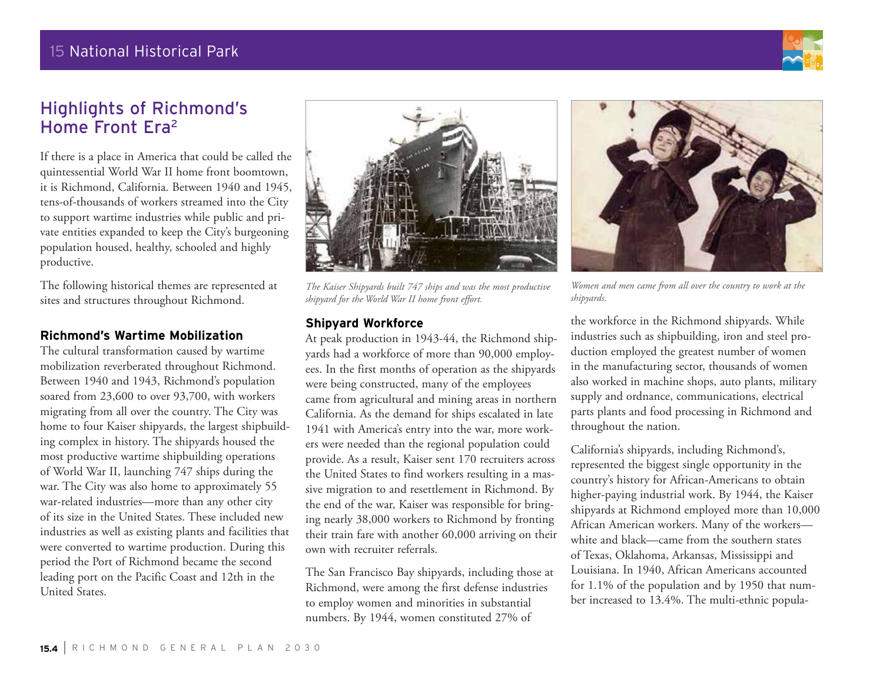## Highlights of Richmond's Home Front Era[2]

If there is a place in America that could be called the quintessential World War II home front boomtown, it is Richmond, California. Between 1940 and 1945, tens-of-thousands of workers streamed into the City to support wartime industries while public and private entities expanded to keep the City's burgeoning population housed, healthy, schooled and highly productive.

The following historical themes are represented at sites and structures throughout Richmond.

### Richmond's Wartime Mobilization

The cultural transformation caused by wartime mobilization reverberated throughout Richmond. Between 1940 and 1943, Richmond's population soared from 23,600 to over 93,700, with workers migrating from all over the country. The City was home to four Kaiser shipyards, the largest shipbuilding complex in history. The shipyards housed the most productive wartime shipbuilding operations of World War II, launching 747 ships during the war. The City was also home to approximately 55 war-related industries—more than any other city of its size in the United States. These included new industries as well as existing plants and facilities that were converted to wartime production. During this period the Port of Richmond became the second leading port on the Pacific Coast and 12th in the United States.

*The Kaiser Shipyards built 747 ships and was the most productive shipyard for the World War II home front effort.*

*Women and men came from all over the country to work at the shipyards.*

### Shipyard Workforce

At peak production in 1943-44, the Richmond shipyards had a workforce of more than 90,000 employees. In the first months of operation as the shipyards were being constructed, many of the employees came from agricultural and mining areas in northern California. As the demand for ships escalated in late 1941 with America's entry into the war, more workers were needed than the regional population could provide. As a result, Kaiser sent 170 recruiters across the United States to find workers resulting in a massive migration to and resettlement in Richmond. By the end of the war, Kaiser was responsible for bringing nearly 38,000 workers to Richmond by fronting their train fare with another 60,000 arriving on their own with recruiter referrals.

The San Francisco Bay shipyards, including those at Richmond, were among the first defense industries to employ women and minorities in substantial numbers. By 1944, women constituted 27% of the workforce in the Richmond shipyards. While industries such as shipbuilding, iron and steel production employed the greatest number of women in the manufacturing sector, thousands of women also worked in machine shops, auto plants, military supply and ordnance, communications, electrical parts plants and food processing in Richmond and throughout the nation.

California's shipyards, including Richmond's, represented the biggest single opportunity in the country's history for African-Americans to obtain higher-paying industrial work. By 1944, the Kaiser shipyards at Richmond employed more than 10,000 African American workers. Many of the workers—white and black—came from the southern states of Texas, Oklahoma, Arkansas, Mississippi and Louisiana. In 1940, African Americans accounted for 1.1% of the population and by 1950 that number increased to 13.4%. The multi-ethnic popula-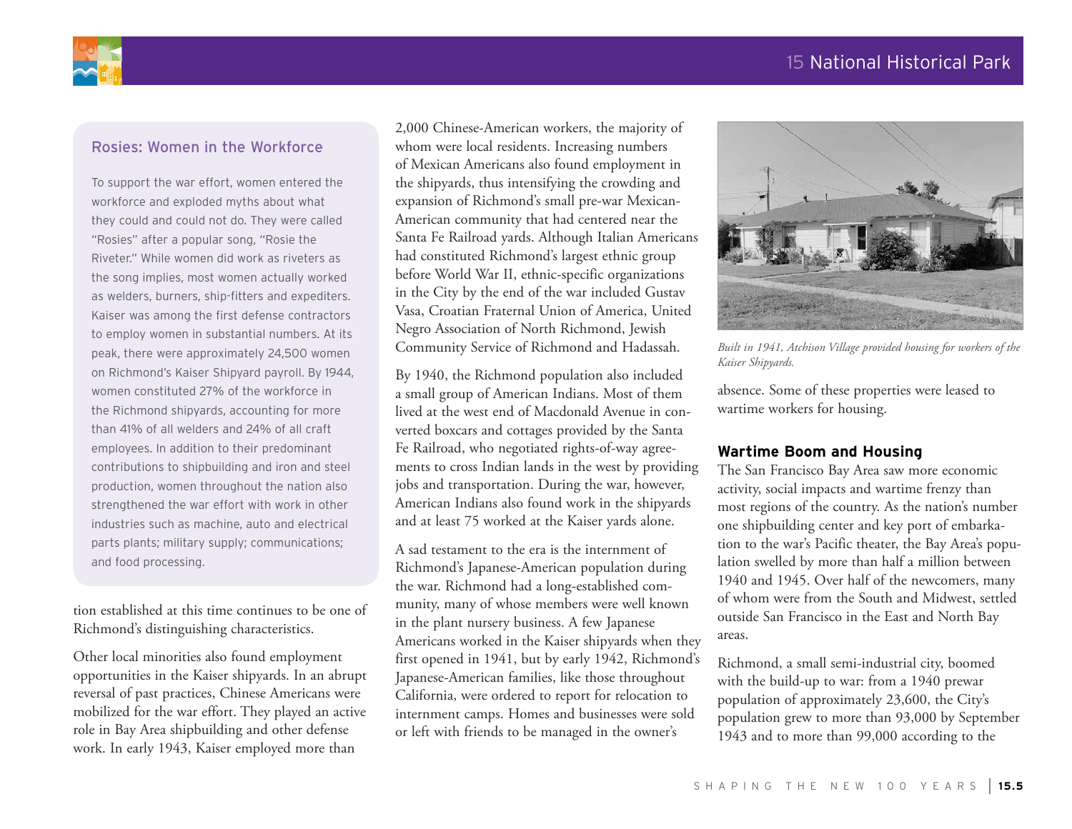## Rosies: Women in the Workforce

To support the war effort, women entered the workforce and exploded myths about what they could and could not do. They were called "Rosies" after a popular song, "Rosie the Riveter." While women did work as riveters as the song implies, most women actually worked as welders, burners, ship-fitters and expediters. Kaiser was among the first defense contractors to employ women in substantial numbers. At its peak, there were approximately 24,500 women on Richmond's Kaiser Shipyard payroll. By 1944, women constituted 27% of the workforce in the Richmond shipyards, accounting for more than 41% of all welders and 24% of all craft employees. In addition to their predominant contributions to shipbuilding and iron and steel production, women throughout the nation also strengthened the war effort with work in other industries such as machine, auto and electrical parts plants; military supply; communications; and food processing.

tion established at this time continues to be one of Richmond's distinguishing characteristics.

Other local minorities also found employment opportunities in the Kaiser shipyards. In an abrupt reversal of past practices, Chinese Americans were mobilized for the war effort. They played an active role in Bay Area shipbuilding and other defense work. In early 1943, Kaiser employed more than 2,000 Chinese-American workers, the majority of whom were local residents. Increasing numbers of Mexican Americans also found employment in the shipyards, thus intensifying the crowding and expansion of Richmond's small pre-war Mexican-American community that had centered near the Santa Fe Railroad yards. Although Italian Americans had constituted Richmond's largest ethnic group before World War II, ethnic-specific organizations in the City by the end of the war included Gustav Vasa, Croatian Fraternal Union of America, United Negro Association of North Richmond, Jewish Community Service of Richmond and Hadassah.

By 1940, the Richmond population also included a small group of American Indians. Most of them lived at the west end of Macdonald Avenue in converted boxcars and cottages provided by the Santa Fe Railroad, who negotiated rights-of-way agreements to cross Indian lands in the west by providing jobs and transportation. During the war, however, American Indians also found work in the shipyards and at least 75 worked at the Kaiser yards alone.

A sad testament to the era is the internment of Richmond's Japanese-American population during the war. Richmond had a long-established community, many of whose members were well known in the plant nursery business. A few Japanese Americans worked in the Kaiser shipyards when they first opened in 1941, but by early 1942, Richmond's Japanese-American families, like those throughout California, were ordered to report for relocation to internment camps. Homes and businesses were sold or left with friends to be managed in the owner's absence. Some of these properties were leased to wartime workers for housing.

*Built in 1941, Atchison Village provided housing for workers of the Kaiser Shipyards.*

### Wartime Boom and Housing

The San Francisco Bay Area saw more economic activity, social impacts and wartime frenzy than most regions of the country. As the nation's number one shipbuilding center and key port of embarkation to the war's Pacific theater, the Bay Area's population swelled by more than half a million between 1940 and 1945. Over half of the newcomers, many of whom were from the South and Midwest, settled outside San Francisco in the East and North Bay areas.

Richmond, a small semi-industrial city, boomed with the build-up to war: from a 1940 prewar population of approximately 23,600, the City's population grew to more than 93,000 by September 1943 and to more than 99,000 according to the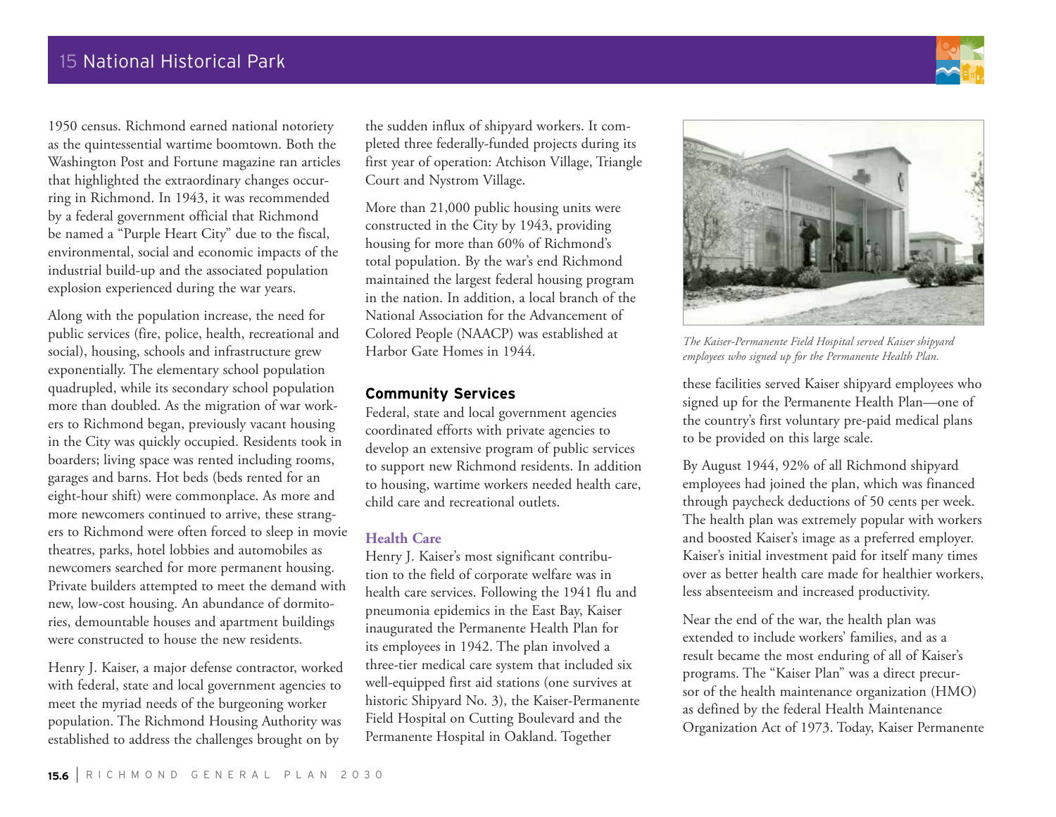1950 census. Richmond earned national notoriety as the quintessential wartime boomtown. Both the Washington Post and Fortune magazine ran articles that highlighted the extraordinary changes occurring in Richmond. In 1943, it was recommended by a federal government official that Richmond be named a "Purple Heart City" due to the fiscal, environmental, social and economic impacts of the industrial build-up and the associated population explosion experienced during the war years.

Along with the population increase, the need for public services (fire, police, health, recreational and social), housing, schools and infrastructure grew exponentially. The elementary school population quadrupled, while its secondary school population more than doubled. As the migration of war workers to Richmond began, previously vacant housing in the City was quickly occupied. Residents took in boarders; living space was rented including rooms, garages and barns. Hot beds (beds rented for an eight-hour shift) were commonplace. As more and more newcomers continued to arrive, these strangers to Richmond were often forced to sleep in movie theatres, parks, hotel lobbies and automobiles as newcomers searched for more permanent housing. Private builders attempted to meet the demand with new, low-cost housing. An abundance of dormitories, demountable houses and apartment buildings were constructed to house the new residents.

Henry J. Kaiser, a major defense contractor, worked with federal, state and local government agencies to meet the myriad needs of the burgeoning worker population. The Richmond Housing Authority was established to address the challenges brought on by the sudden influx of shipyard workers. It completed three federally-funded projects during its first year of operation: Atchison Village, Triangle Court and Nystrom Village.

More than 21,000 public housing units were constructed in the City by 1943, providing housing for more than 60% of Richmond's total population. By the war's end Richmond maintained the largest federal housing program in the nation. In addition, a local branch of the National Association for the Advancement of Colored People (NAACP) was established at Harbor Gate Homes in 1944.

## Community Services

Federal, state and local government agencies coordinated efforts with private agencies to develop an extensive program of public services to support new Richmond residents. In addition to housing, wartime workers needed health care, child care and recreational outlets.

### Health Care

Henry J. Kaiser's most significant contribution to the field of corporate welfare was in health care services. Following the 1941 flu and pneumonia epidemics in the East Bay, Kaiser inaugurated the Permanente Health Plan for its employees in 1942. The plan involved a three-tier medical care system that included six well-equipped first aid stations (one survives at historic Shipyard No. 3), the Kaiser-Permanente Field Hospital on Cutting Boulevard and the Permanente Hospital in Oakland. Together these facilities served Kaiser shipyard employees who signed up for the Permanente Health Plan—one of the country's first voluntary pre-paid medical plans to be provided on this large scale.

*The Kaiser-Permanente Field Hospital served Kaiser shipyard employees who signed up for the Permanente Health Plan.*

By August 1944, 92% of all Richmond shipyard employees had joined the plan, which was financed through paycheck deductions of 50 cents per week. The health plan was extremely popular with workers and boosted Kaiser's image as a preferred employer. Kaiser's initial investment paid for itself many times over as better health care made for healthier workers, less absenteeism and increased productivity.

Near the end of the war, the health plan was extended to include workers' families, and as a result became the most enduring of all of Kaiser's programs. The "Kaiser Plan" was a direct precursor of the health maintenance organization (HMO) as defined by the federal Health Maintenance Organization Act of 1973. Today, Kaiser Permanente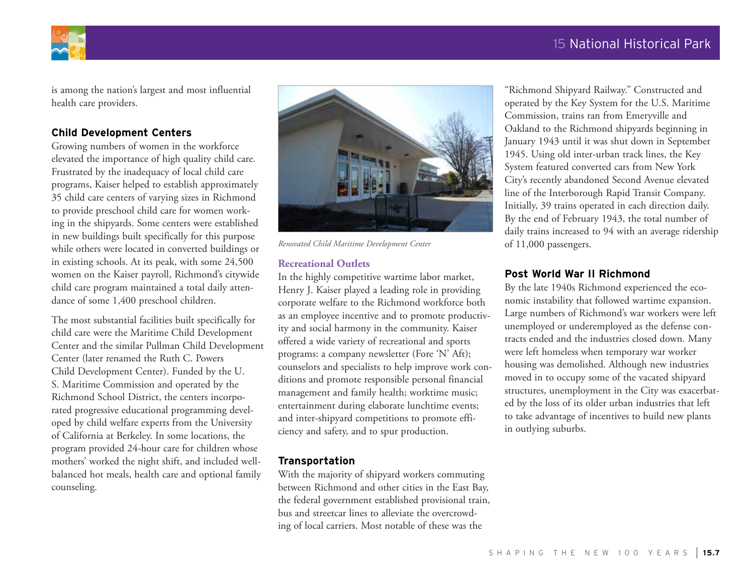is among the nation's largest and most influential health care providers.

### Child Development Centers

Growing numbers of women in the workforce elevated the importance of high quality child care. Frustrated by the inadequacy of local child care programs, Kaiser helped to establish approximately 35 child care centers of varying sizes in Richmond to provide preschool child care for women working in the shipyards. Some centers were established in new buildings built specifically for this purpose while others were located in converted buildings or in existing schools. At its peak, with some 24,500 women on the Kaiser payroll, Richmond's citywide child care program maintained a total daily attendance of some 1,400 preschool children.

The most substantial facilities built specifically for child care were the Maritime Child Development Center and the similar Pullman Child Development Center (later renamed the Ruth C. Powers Child Development Center). Funded by the U. S. Maritime Commission and operated by the Richmond School District, the centers incorporated progressive educational programming developed by child welfare experts from the University of California at Berkeley. In some locations, the program provided 24-hour care for children whose mothers' worked the night shift, and included well-balanced hot meals, health care and optional family counseling.

*Renovated Child Maritime Development Center*

#### Recreational Outlets

In the highly competitive wartime labor market, Henry J. Kaiser played a leading role in providing corporate welfare to the Richmond workforce both as an employee incentive and to promote productivity and social harmony in the community. Kaiser offered a wide variety of recreational and sports programs: a company newsletter (Fore 'N' Aft); counselors and specialists to help improve work conditions and promote responsible personal financial management and family health; worktime music; entertainment during elaborate lunchtime events; and inter-shipyard competitions to promote efficiency and safety, and to spur production.

### Transportation

With the majority of shipyard workers commuting between Richmond and other cities in the East Bay, the federal government established provisional train, bus and streetcar lines to alleviate the overcrowding of local carriers. Most notable of these was the "Richmond Shipyard Railway." Constructed and operated by the Key System for the U.S. Maritime Commission, trains ran from Emeryville and Oakland to the Richmond shipyards beginning in January 1943 until it was shut down in September 1945. Using old inter-urban track lines, the Key System featured converted cars from New York City's recently abandoned Second Avenue elevated line of the Interborough Rapid Transit Company. Initially, 39 trains operated in each direction daily. By the end of February 1943, the total number of daily trains increased to 94 with an average ridership of 11,000 passengers.

### Post World War II Richmond

By the late 1940s Richmond experienced the economic instability that followed wartime expansion. Large numbers of Richmond's war workers were left unemployed or underemployed as the defense contracts ended and the industries closed down. Many were left homeless when temporary war worker housing was demolished. Although new industries moved in to occupy some of the vacated shipyard structures, unemployment in the City was exacerbated by the loss of its older urban industries that left to take advantage of incentives to build new plants in outlying suburbs.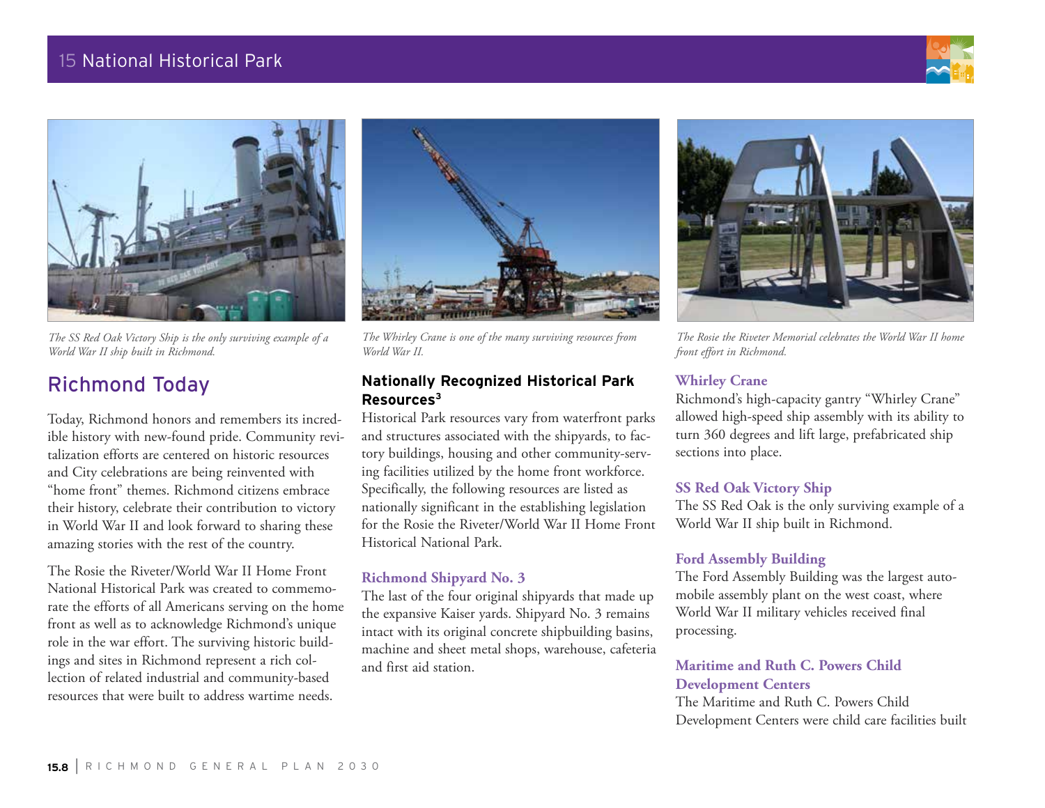*The SS Red Oak Victory Ship is the only surviving example of a World War II ship built in Richmond.*

*The Whirley Crane is one of the many surviving resources from World War II.*

*The Rosie the Riveter Memorial celebrates the World War II home front effort in Richmond.*

## Richmond Today

Today, Richmond honors and remembers its incredible history with new-found pride. Community revitalization efforts are centered on historic resources and City celebrations are being reinvented with "home front" themes. Richmond citizens embrace their history, celebrate their contribution to victory in World War II and look forward to sharing these amazing stories with the rest of the country.

The Rosie the Riveter/World War II Home Front National Historical Park was created to commemorate the efforts of all Americans serving on the home front as well as to acknowledge Richmond's unique role in the war effort. The surviving historic buildings and sites in Richmond represent a rich collection of related industrial and community-based resources that were built to address wartime needs.

### Nationally Recognized Historical Park Resources[3]

Historical Park resources vary from waterfront parks and structures associated with the shipyards, to factory buildings, housing and other community-serving facilities utilized by the home front workforce. Specifically, the following resources are listed as nationally significant in the establishing legislation for the Rosie the Riveter/World War II Home Front Historical National Park.

#### Richmond Shipyard No. 3

The last of the four original shipyards that made up the expansive Kaiser yards. Shipyard No. 3 remains intact with its original concrete shipbuilding basins, machine and sheet metal shops, warehouse, cafeteria and first aid station.

#### Whirley Crane

Richmond's high-capacity gantry "Whirley Crane" allowed high-speed ship assembly with its ability to turn 360 degrees and lift large, prefabricated ship sections into place.

#### SS Red Oak Victory Ship

The SS Red Oak is the only surviving example of a World War II ship built in Richmond.

#### Ford Assembly Building

The Ford Assembly Building was the largest automobile assembly plant on the west coast, where World War II military vehicles received final processing.

#### Maritime and Ruth C. Powers Child Development Centers

The Maritime and Ruth C. Powers Child Development Centers were child care facilities built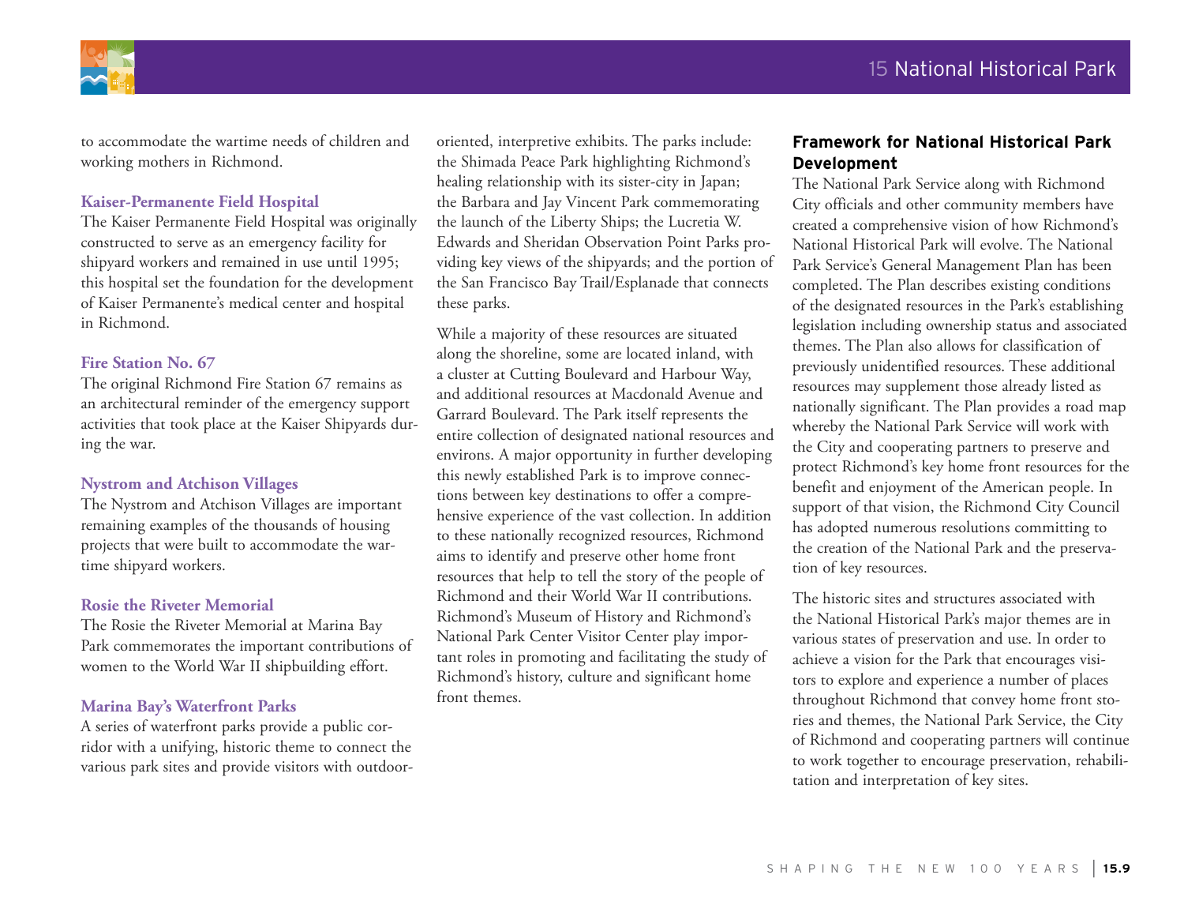to accommodate the wartime needs of children and working mothers in Richmond.

### Kaiser-Permanente Field Hospital

The Kaiser Permanente Field Hospital was originally constructed to serve as an emergency facility for shipyard workers and remained in use until 1995; this hospital set the foundation for the development of Kaiser Permanente's medical center and hospital in Richmond.

### Fire Station No. 67

The original Richmond Fire Station 67 remains as an architectural reminder of the emergency support activities that took place at the Kaiser Shipyards during the war.

### Nystrom and Atchison Villages

The Nystrom and Atchison Villages are important remaining examples of the thousands of housing projects that were built to accommodate the wartime shipyard workers.

### Rosie the Riveter Memorial

The Rosie the Riveter Memorial at Marina Bay Park commemorates the important contributions of women to the World War II shipbuilding effort.

### Marina Bay's Waterfront Parks

A series of waterfront parks provide a public corridor with a unifying, historic theme to connect the various park sites and provide visitors with outdoor-oriented, interpretive exhibits. The parks include: the Shimada Peace Park highlighting Richmond's healing relationship with its sister-city in Japan; the Barbara and Jay Vincent Park commemorating the launch of the Liberty Ships; the Lucretia W. Edwards and Sheridan Observation Point Parks providing key views of the shipyards; and the portion of the San Francisco Bay Trail/Esplanade that connects these parks.

While a majority of these resources are situated along the shoreline, some are located inland, with a cluster at Cutting Boulevard and Harbour Way, and additional resources at Macdonald Avenue and Garrard Boulevard. The Park itself represents the entire collection of designated national resources and environs. A major opportunity in further developing this newly established Park is to improve connections between key destinations to offer a comprehensive experience of the vast collection. In addition to these nationally recognized resources, Richmond aims to identify and preserve other home front resources that help to tell the story of the people of Richmond and their World War II contributions. Richmond's Museum of History and Richmond's National Park Center Visitor Center play important roles in promoting and facilitating the study of Richmond's history, culture and significant home front themes.

## Framework for National Historical Park Development

The National Park Service along with Richmond City officials and other community members have created a comprehensive vision of how Richmond's National Historical Park will evolve. The National Park Service's General Management Plan has been completed. The Plan describes existing conditions of the designated resources in the Park's establishing legislation including ownership status and associated themes. The Plan also allows for classification of previously unidentified resources. These additional resources may supplement those already listed as nationally significant. The Plan provides a road map whereby the National Park Service will work with the City and cooperating partners to preserve and protect Richmond's key home front resources for the benefit and enjoyment of the American people. In support of that vision, the Richmond City Council has adopted numerous resolutions committing to the creation of the National Park and the preservation of key resources.

The historic sites and structures associated with the National Historical Park's major themes are in various states of preservation and use. In order to achieve a vision for the Park that encourages visitors to explore and experience a number of places throughout Richmond that convey home front stories and themes, the National Park Service, the City of Richmond and cooperating partners will continue to work together to encourage preservation, rehabilitation and interpretation of key sites.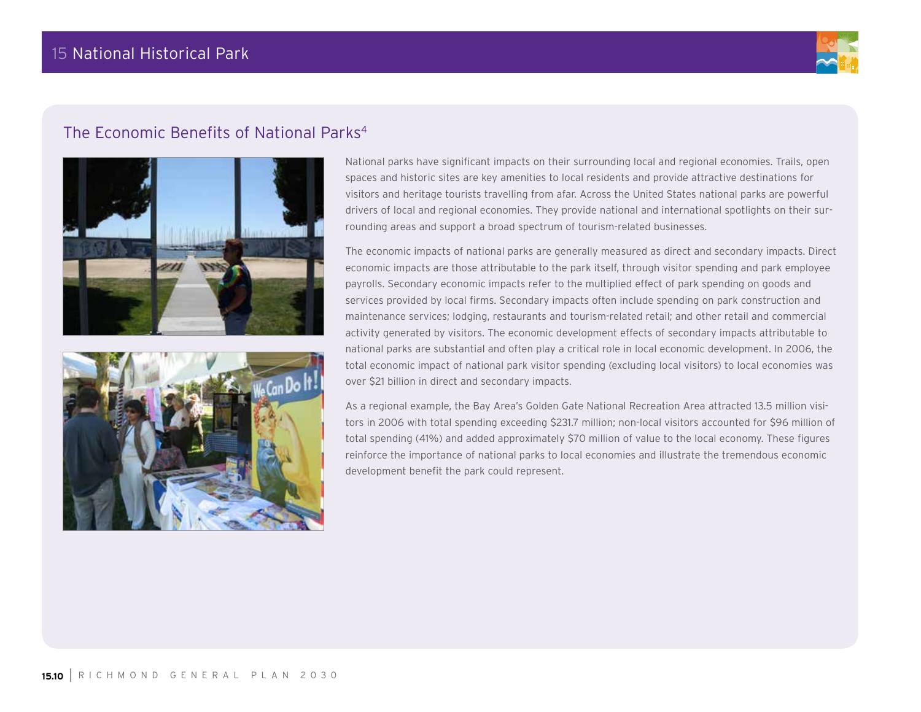## The Economic Benefits of National Parks[4]

National parks have significant impacts on their surrounding local and regional economies. Trails, open spaces and historic sites are key amenities to local residents and provide attractive destinations for visitors and heritage tourists travelling from afar. Across the United States national parks are powerful drivers of local and regional economies. They provide national and international spotlights on their surrounding areas and support a broad spectrum of tourism-related businesses.

The economic impacts of national parks are generally measured as direct and secondary impacts. Direct economic impacts are those attributable to the park itself, through visitor spending and park employee payrolls. Secondary economic impacts refer to the multiplied effect of park spending on goods and services provided by local firms. Secondary impacts often include spending on park construction and maintenance services; lodging, restaurants and tourism-related retail; and other retail and commercial activity generated by visitors. The economic development effects of secondary impacts attributable to national parks are substantial and often play a critical role in local economic development. In 2006, the total economic impact of national park visitor spending (excluding local visitors) to local economies was over $21 billion in direct and secondary impacts.

As a regional example, the Bay Area's Golden Gate National Recreation Area attracted 13.5 million visitors in 2006 with total spending exceeding $231.7 million; non-local visitors accounted for $96 million of total spending (41%) and added approximately $70 million of value to the local economy. These figures reinforce the importance of national parks to local economies and illustrate the tremendous economic development benefit the park could represent.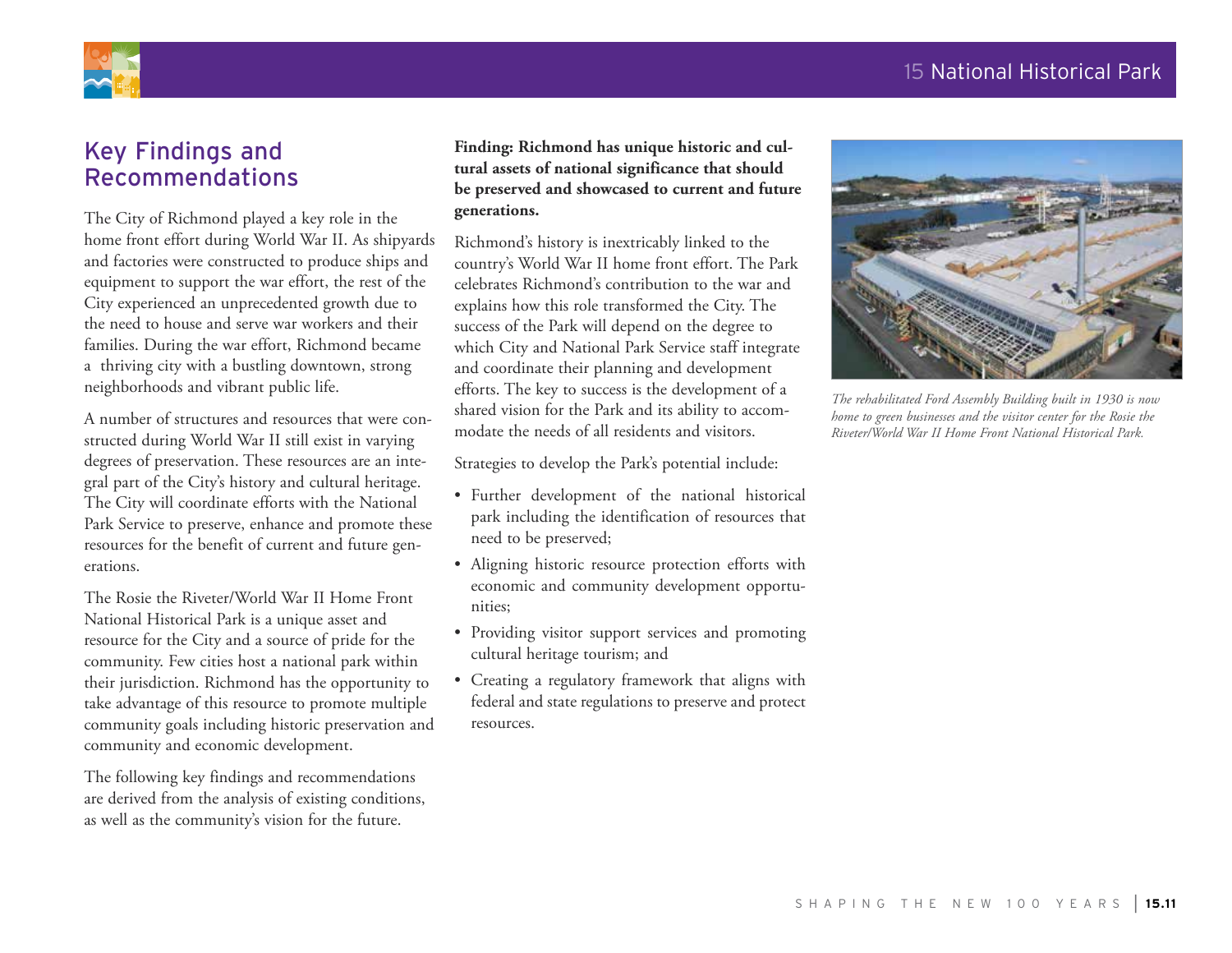## Key Findings and Recommendations

The City of Richmond played a key role in the home front effort during World War II. As shipyards and factories were constructed to produce ships and equipment to support the war effort, the rest of the City experienced an unprecedented growth due to the need to house and serve war workers and their families. During the war effort, Richmond became a thriving city with a bustling downtown, strong neighborhoods and vibrant public life.

A number of structures and resources that were constructed during World War II still exist in varying degrees of preservation. These resources are an integral part of the City's history and cultural heritage. The City will coordinate efforts with the National Park Service to preserve, enhance and promote these resources for the benefit of current and future generations.

The Rosie the Riveter/World War II Home Front National Historical Park is a unique asset and resource for the City and a source of pride for the community. Few cities host a national park within their jurisdiction. Richmond has the opportunity to take advantage of this resource to promote multiple community goals including historic preservation and community and economic development.

The following key findings and recommendations are derived from the analysis of existing conditions, as well as the community's vision for the future.

**Finding: Richmond has unique historic and cultural assets of national significance that should be preserved and showcased to current and future generations.**

Richmond's history is inextricably linked to the country's World War II home front effort. The Park celebrates Richmond's contribution to the war and explains how this role transformed the City. The success of the Park will depend on the degree to which City and National Park Service staff integrate and coordinate their planning and development efforts. The key to success is the development of a shared vision for the Park and its ability to accommodate the needs of all residents and visitors.

Strategies to develop the Park's potential include:

- Further development of the national historical park including the identification of resources that need to be preserved;
- Aligning historic resource protection efforts with economic and community development opportunities;
- Providing visitor support services and promoting cultural heritage tourism; and
- Creating a regulatory framework that aligns with federal and state regulations to preserve and protect resources.

*The rehabilitated Ford Assembly Building built in 1930 is now home to green businesses and the visitor center for the Rosie the Riveter/World War II Home Front National Historical Park.*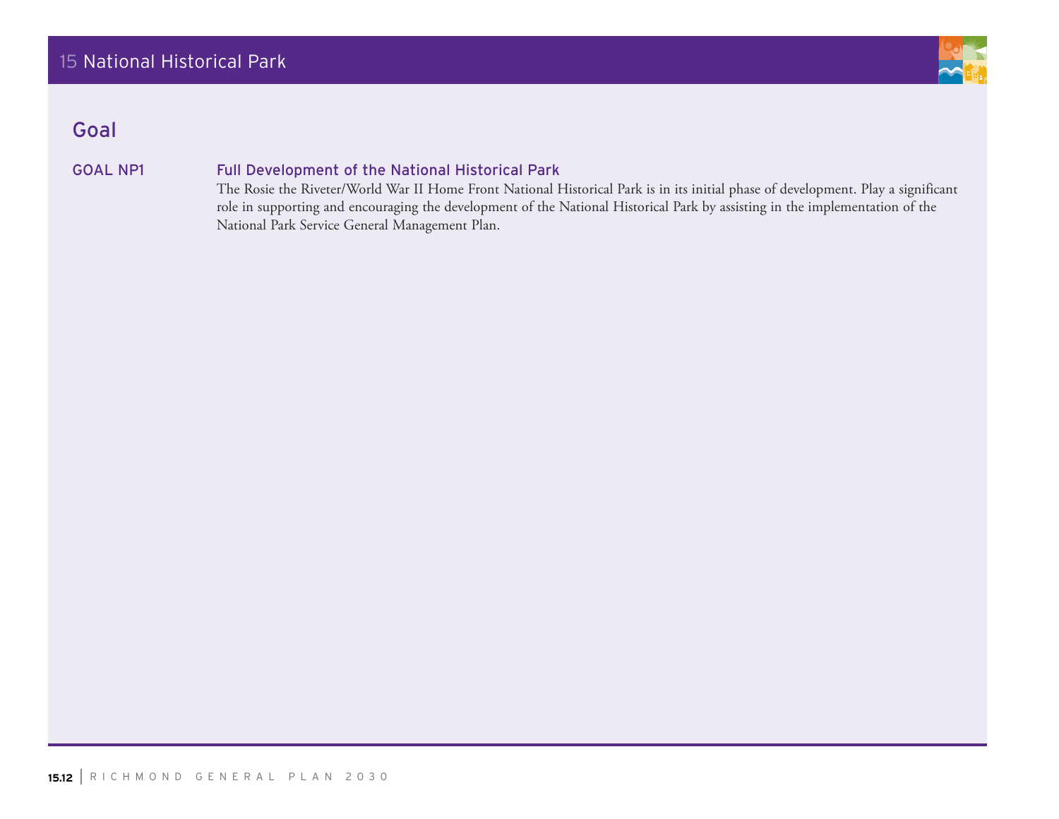## Goal

**GOAL NP1** **Full Development of the National Historical Park**

The Rosie the Riveter/World War II Home Front National Historical Park is in its initial phase of development. Play a significant role in supporting and encouraging the development of the National Historical Park by assisting in the implementation of the National Park Service General Management Plan.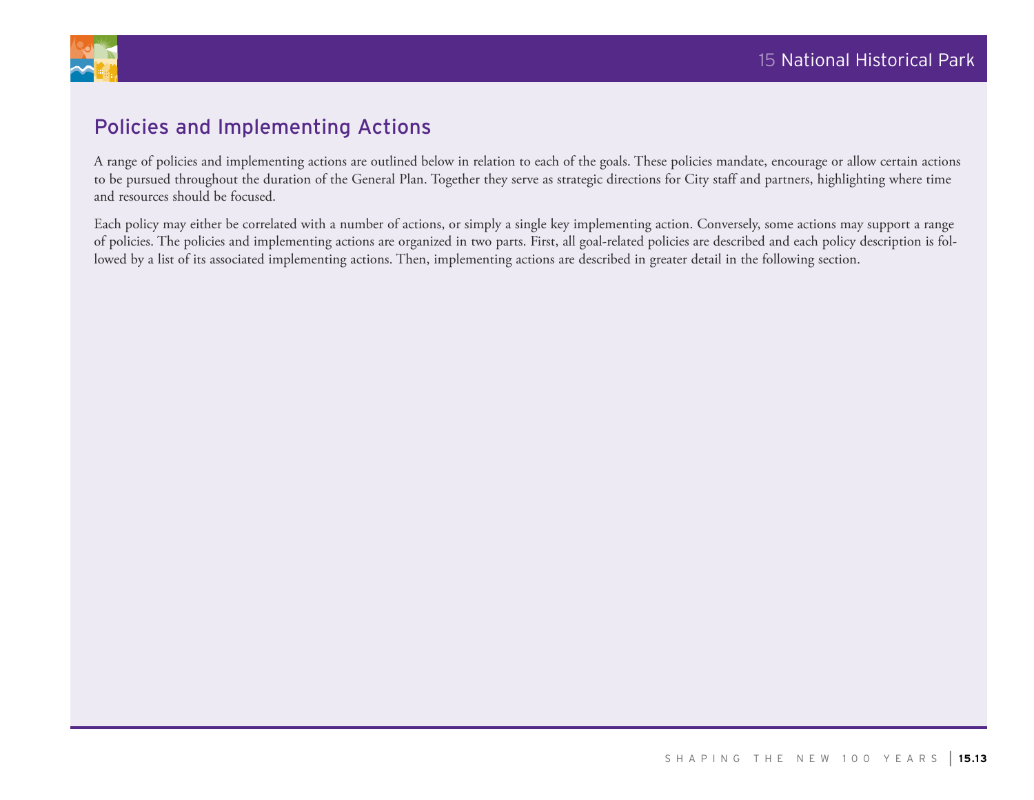## Policies and Implementing Actions

A range of policies and implementing actions are outlined below in relation to each of the goals. These policies mandate, encourage or allow certain actions to be pursued throughout the duration of the General Plan. Together they serve as strategic directions for City staff and partners, highlighting where time and resources should be focused.

Each policy may either be correlated with a number of actions, or simply a single key implementing action. Conversely, some actions may support a range of policies. The policies and implementing actions are organized in two parts. First, all goal-related policies are described and each policy description is followed by a list of its associated implementing actions. Then, implementing actions are described in greater detail in the following section.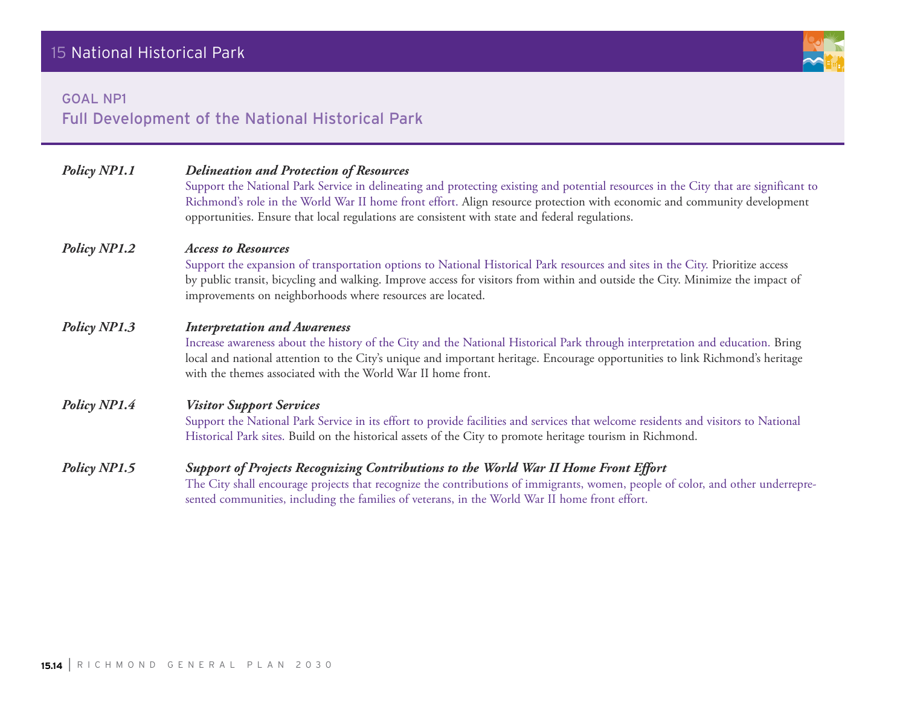# 15 National Historical Park

## GOAL NP1
## Full Development of the National Historical Park

***Policy NP1.1*** ***Delineation and Protection of Resources***

Support the National Park Service in delineating and protecting existing and potential resources in the City that are significant to Richmond's role in the World War II home front effort. Align resource protection with economic and community development opportunities. Ensure that local regulations are consistent with state and federal regulations.

***Policy NP1.2*** ***Access to Resources***

Support the expansion of transportation options to National Historical Park resources and sites in the City. Prioritize access by public transit, bicycling and walking. Improve access for visitors from within and outside the City. Minimize the impact of improvements on neighborhoods where resources are located.

***Policy NP1.3*** ***Interpretation and Awareness***

Increase awareness about the history of the City and the National Historical Park through interpretation and education. Bring local and national attention to the City's unique and important heritage. Encourage opportunities to link Richmond's heritage with the themes associated with the World War II home front.

***Policy NP1.4*** ***Visitor Support Services***

Support the National Park Service in its effort to provide facilities and services that welcome residents and visitors to National Historical Park sites. Build on the historical assets of the City to promote heritage tourism in Richmond.

***Policy NP1.5*** ***Support of Projects Recognizing Contributions to the World War II Home Front Effort***

The City shall encourage projects that recognize the contributions of immigrants, women, people of color, and other underrepresented communities, including the families of veterans, in the World War II home front effort.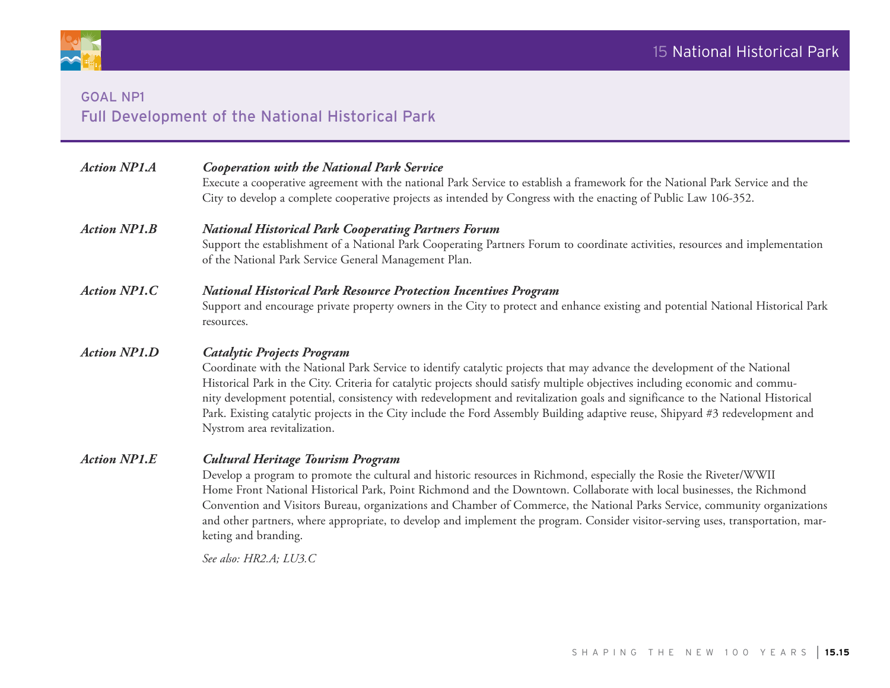## GOAL NP1
## Full Development of the National Historical Park

***Action NP1.A*** ***Cooperation with the National Park Service***

Execute a cooperative agreement with the national Park Service to establish a framework for the National Park Service and the City to develop a complete cooperative projects as intended by Congress with the enacting of Public Law 106-352.

***Action NP1.B*** ***National Historical Park Cooperating Partners Forum***

Support the establishment of a National Park Cooperating Partners Forum to coordinate activities, resources and implementation of the National Park Service General Management Plan.

***Action NP1.C*** ***National Historical Park Resource Protection Incentives Program***

Support and encourage private property owners in the City to protect and enhance existing and potential National Historical Park resources.

***Action NP1.D*** ***Catalytic Projects Program***

Coordinate with the National Park Service to identify catalytic projects that may advance the development of the National Historical Park in the City. Criteria for catalytic projects should satisfy multiple objectives including economic and community development potential, consistency with redevelopment and revitalization goals and significance to the National Historical Park. Existing catalytic projects in the City include the Ford Assembly Building adaptive reuse, Shipyard #3 redevelopment and Nystrom area revitalization.

***Action NP1.E*** ***Cultural Heritage Tourism Program***

Develop a program to promote the cultural and historic resources in Richmond, especially the Rosie the Riveter/WWII Home Front National Historical Park, Point Richmond and the Downtown. Collaborate with local businesses, the Richmond Convention and Visitors Bureau, organizations and Chamber of Commerce, the National Parks Service, community organizations and other partners, where appropriate, to develop and implement the program. Consider visitor-serving uses, transportation, marketing and branding.

*See also: HR2.A; LU3.C*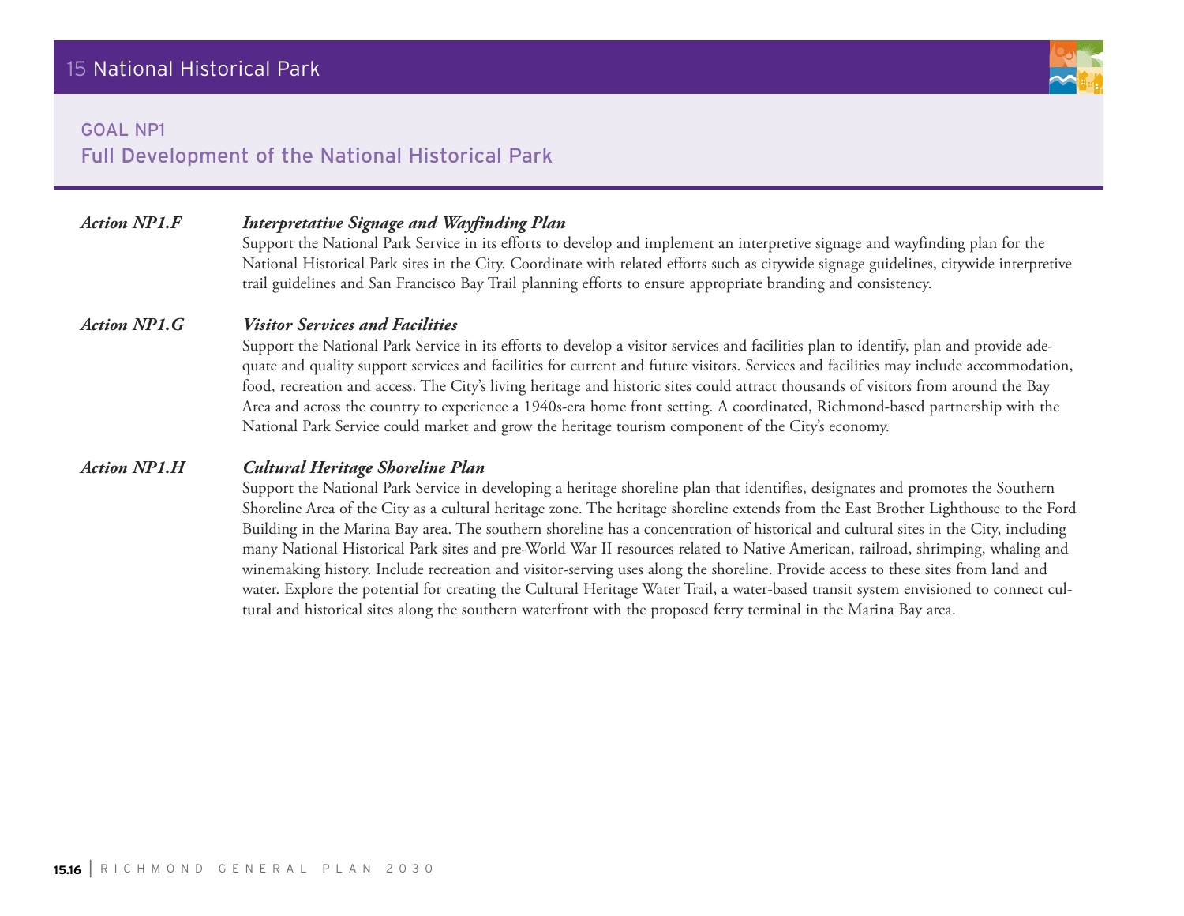## GOAL NP1
## Full Development of the National Historical Park

**_Action NP1.F_** **_Interpretative Signage and Wayfinding Plan_**

Support the National Park Service in its efforts to develop and implement an interpretive signage and wayfinding plan for the National Historical Park sites in the City. Coordinate with related efforts such as citywide signage guidelines, citywide interpretive trail guidelines and San Francisco Bay Trail planning efforts to ensure appropriate branding and consistency.

**_Action NP1.G_** **_Visitor Services and Facilities_**

Support the National Park Service in its efforts to develop a visitor services and facilities plan to identify, plan and provide adequate and quality support services and facilities for current and future visitors. Services and facilities may include accommodation, food, recreation and access. The City's living heritage and historic sites could attract thousands of visitors from around the Bay Area and across the country to experience a 1940s-era home front setting. A coordinated, Richmond-based partnership with the National Park Service could market and grow the heritage tourism component of the City's economy.

**_Action NP1.H_** **_Cultural Heritage Shoreline Plan_**

Support the National Park Service in developing a heritage shoreline plan that identifies, designates and promotes the Southern Shoreline Area of the City as a cultural heritage zone. The heritage shoreline extends from the East Brother Lighthouse to the Ford Building in the Marina Bay area. The southern shoreline has a concentration of historical and cultural sites in the City, including many National Historical Park sites and pre-World War II resources related to Native American, railroad, shrimping, whaling and winemaking history. Include recreation and visitor-serving uses along the shoreline. Provide access to these sites from land and water. Explore the potential for creating the Cultural Heritage Water Trail, a water-based transit system envisioned to connect cultural and historical sites along the southern waterfront with the proposed ferry terminal in the Marina Bay area.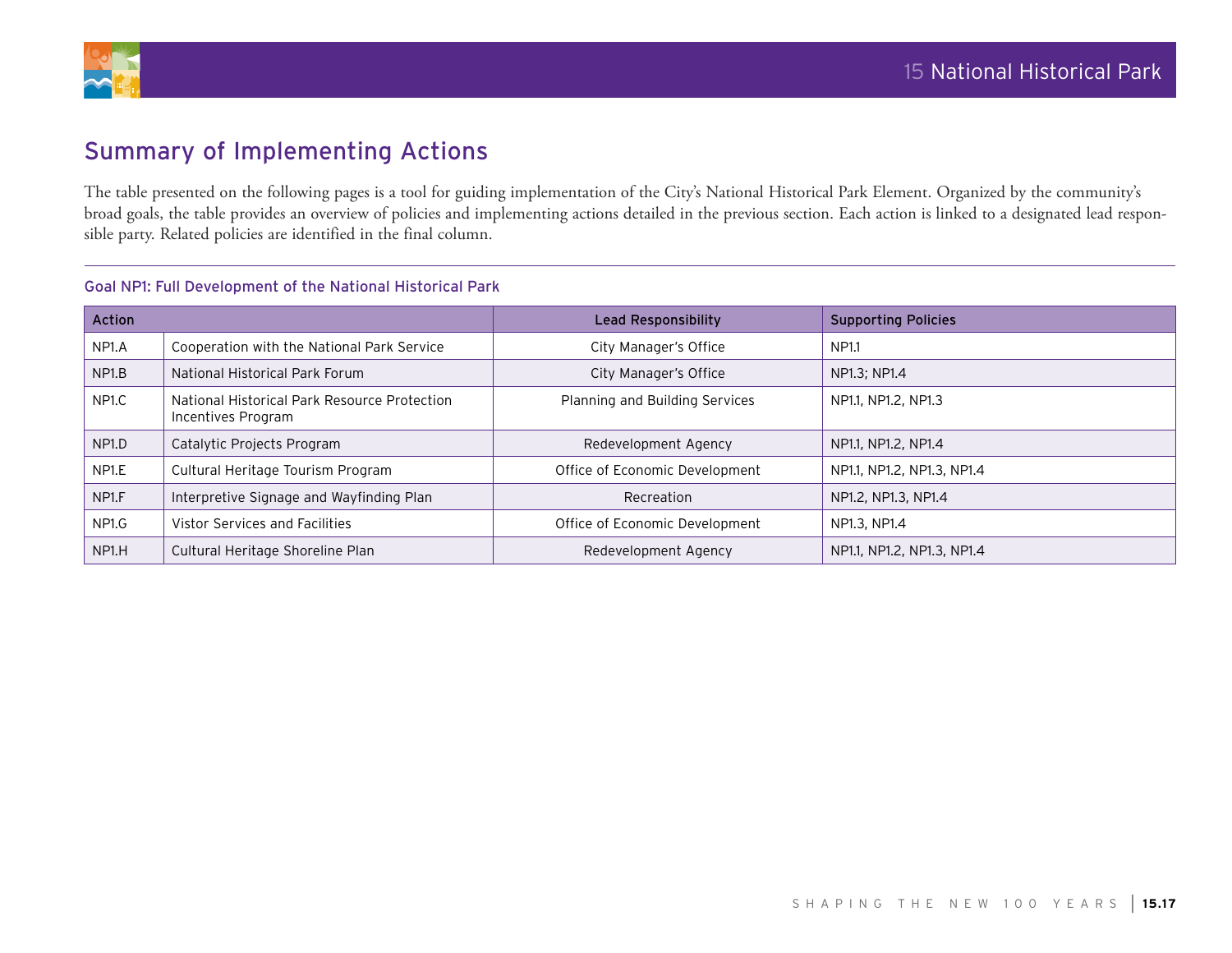## Summary of Implementing Actions

The table presented on the following pages is a tool for guiding implementation of the City's National Historical Park Element. Organized by the community's broad goals, the table provides an overview of policies and implementing actions detailed in the previous section. Each action is linked to a designated lead responsible party. Related policies are identified in the final column.

### Goal NP1: Full Development of the National Historical Park

| Action | | Lead Responsibility | Supporting Policies |
|---|---|---|---|
| NP1.A | Cooperation with the National Park Service | City Manager's Office | NP1.1 |
| NP1.B | National Historical Park Forum | City Manager's Office | NP1.3; NP1.4 |
| NP1.C | National Historical Park Resource Protection Incentives Program | Planning and Building Services | NP1.1, NP1.2, NP1.3 |
| NP1.D | Catalytic Projects Program | Redevelopment Agency | NP1.1, NP1.2, NP1.4 |
| NP1.E | Cultural Heritage Tourism Program | Office of Economic Development | NP1.1, NP1.2, NP1.3, NP1.4 |
| NP1.F | Interpretive Signage and Wayfinding Plan | Recreation | NP1.2, NP1.3, NP1.4 |
| NP1.G | Vistor Services and Facilities | Office of Economic Development | NP1.3, NP1.4 |
| NP1.H | Cultural Heritage Shoreline Plan | Redevelopment Agency | NP1.1, NP1.2, NP1.3, NP1.4 |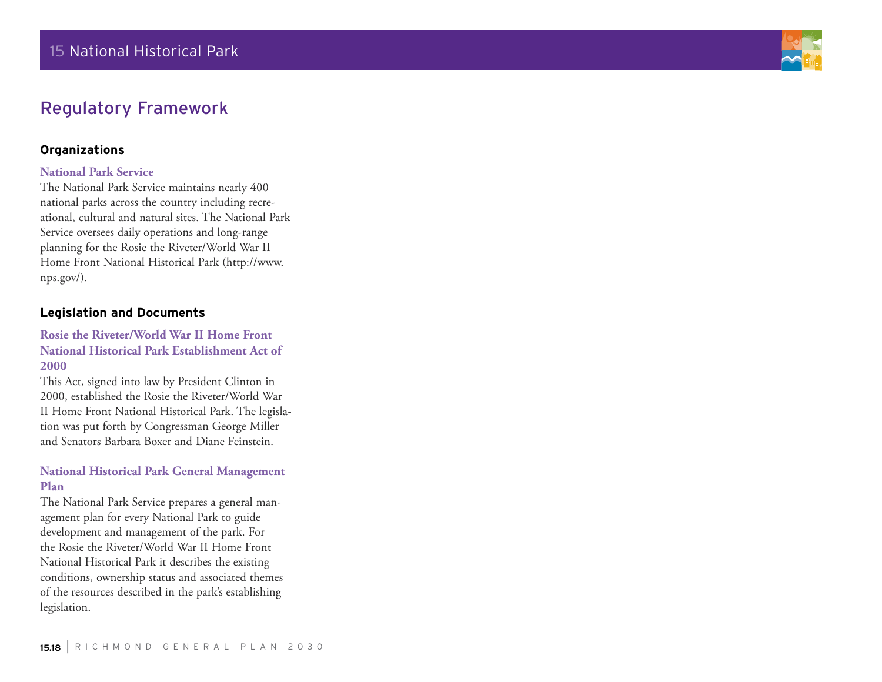## Regulatory Framework

### Organizations

**National Park Service**

The National Park Service maintains nearly 400 national parks across the country including recreational, cultural and natural sites. The National Park Service oversees daily operations and long-range planning for the Rosie the Riveter/World War II Home Front National Historical Park (http://www.nps.gov/).

### Legislation and Documents

**Rosie the Riveter/World War II Home Front National Historical Park Establishment Act of 2000**

This Act, signed into law by President Clinton in 2000, established the Rosie the Riveter/World War II Home Front National Historical Park. The legislation was put forth by Congressman George Miller and Senators Barbara Boxer and Diane Feinstein.

**National Historical Park General Management Plan**

The National Park Service prepares a general management plan for every National Park to guide development and management of the park. For the Rosie the Riveter/World War II Home Front National Historical Park it describes the existing conditions, ownership status and associated themes of the resources described in the park's establishing legislation.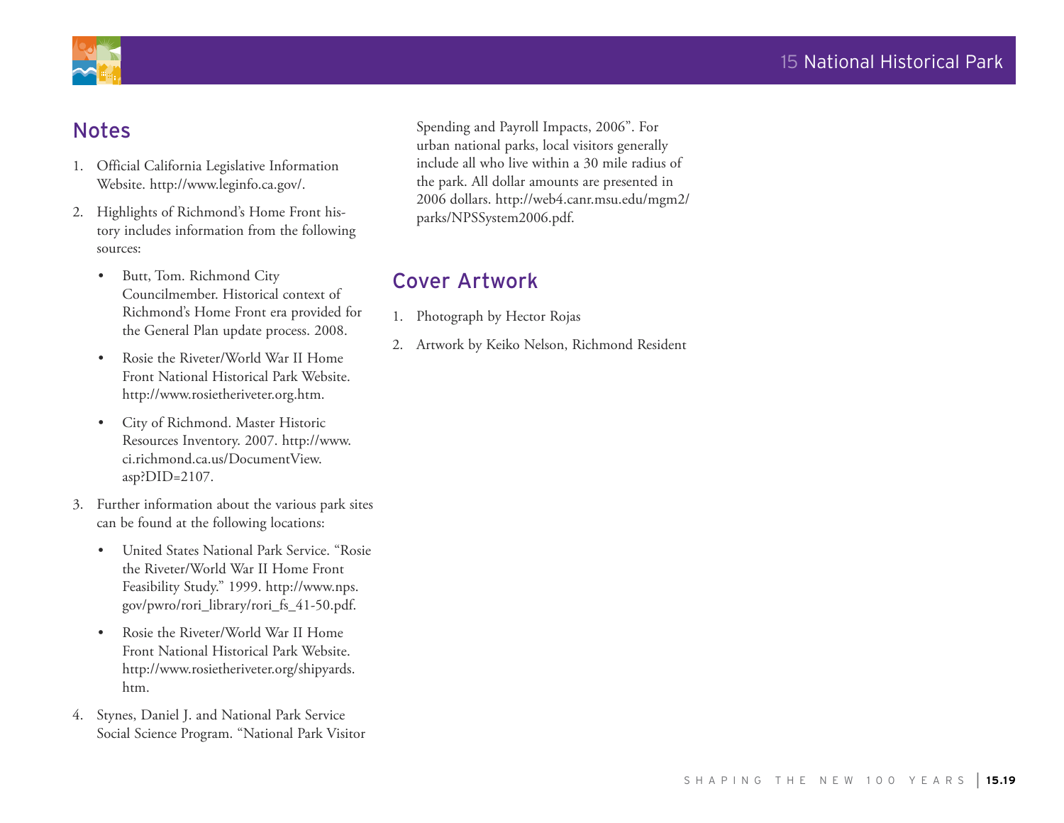## Notes

1. Official California Legislative Information Website. http://www.leginfo.ca.gov/.

2. Highlights of Richmond's Home Front history includes information from the following sources:

   - Butt, Tom. Richmond City Councilmember. Historical context of Richmond's Home Front era provided for the General Plan update process. 2008.
   - Rosie the Riveter/World War II Home Front National Historical Park Website. http://www.rosietheriveter.org.htm.
   - City of Richmond. Master Historic Resources Inventory. 2007. http://www.ci.richmond.ca.us/DocumentView.asp?DID=2107.

3. Further information about the various park sites can be found at the following locations:

   - United States National Park Service. "Rosie the Riveter/World War II Home Front Feasibility Study." 1999. http://www.nps.gov/pwro/rori_library/rori_fs_41-50.pdf.
   - Rosie the Riveter/World War II Home Front National Historical Park Website. http://www.rosietheriveter.org/shipyards.htm.

4. Stynes, Daniel J. and National Park Service Social Science Program. "National Park Visitor Spending and Payroll Impacts, 2006". For urban national parks, local visitors generally include all who live within a 30 mile radius of the park. All dollar amounts are presented in 2006 dollars. http://web4.canr.msu.edu/mgm2/parks/NPSSystem2006.pdf.

## Cover Artwork

1. Photograph by Hector Rojas
2. Artwork by Keiko Nelson, Richmond Resident